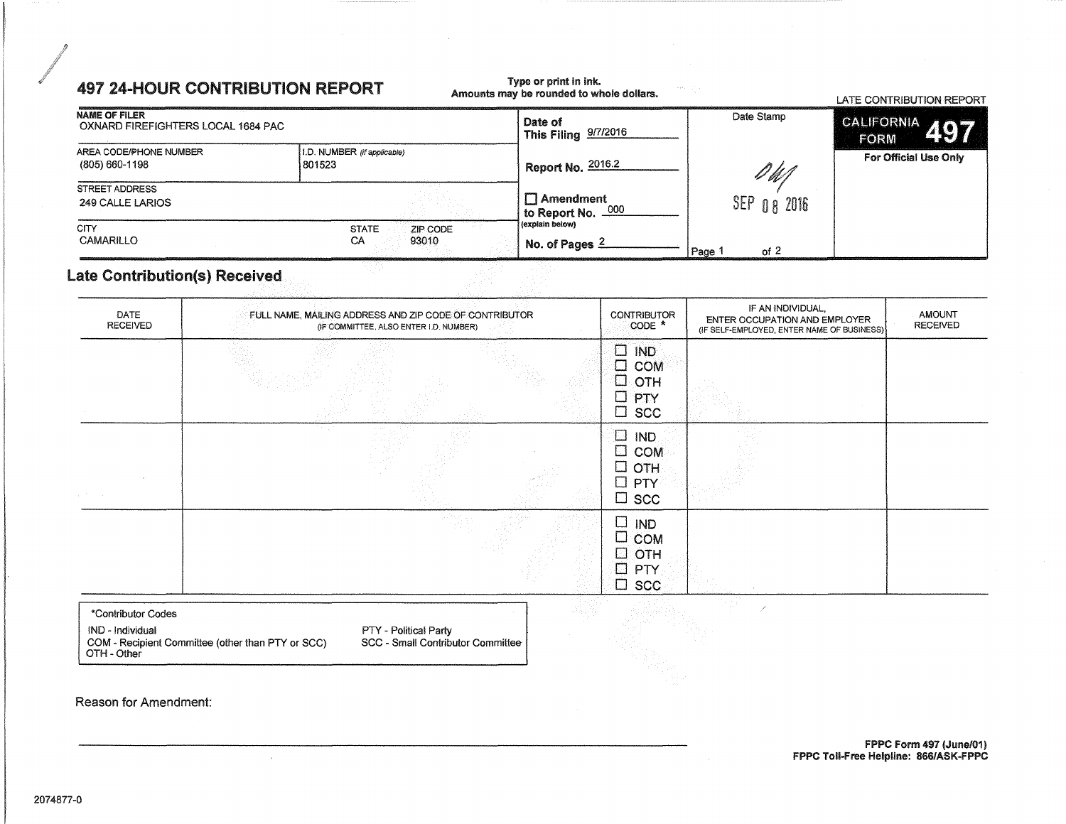# 497 24-HOUR CONTRIBUTION REPORT

Type or print in ink.
Amounts may be rounded to whole dollars.

LATE CONTRIBUTION REPORT

| NAME OF FILER | | Date of This Filing 9/7/2016 | Date Stamp | CALIFORNIA FORM 497 |
|---|---|---|---|---|
| OXNARD FIREFIGHTERS LOCAL 1684 PAC | | | | For Official Use Only |
| AREA CODE/PHONE NUMBER (805) 660-1198 | I.D. NUMBER (if applicable) 801523 | Report No. 2016.2 | SEP 08 2016 | |
| STREET ADDRESS 249 CALLE LARIOS | | ☐ Amendment to Report No. 000 (explain below) | | |
| CITY CAMARILLO | STATE CA ZIP CODE 93010 | No. of Pages 2 | Page 1 of 2 | |

## Late Contribution(s) Received

| DATE RECEIVED | FULL NAME, MAILING ADDRESS AND ZIP CODE OF CONTRIBUTOR (IF COMMITTEE, ALSO ENTER I.D. NUMBER) | CONTRIBUTOR CODE * | IF AN INDIVIDUAL, ENTER OCCUPATION AND EMPLOYER (IF SELF-EMPLOYED, ENTER NAME OF BUSINESS) | AMOUNT RECEIVED |
|---|---|---|---|---|
| | | ☐ IND ☐ COM ☐ OTH ☐ PTY ☐ SCC | | |
| | | ☐ IND ☐ COM ☐ OTH ☐ PTY ☐ SCC | | |
| | | ☐ IND ☐ COM ☐ OTH ☐ PTY ☐ SCC | | |

*Contributor Codes

IND - Individual
COM - Recipient Committee (other than PTY or SCC)
OTH - Other
PTY - Political Party
SCC - Small Contributor Committee

Reason for Amendment:

FPPC Form 497 (June/01)
FPPC Toll-Free Helpline: 866/ASK-FPPC

2074877-0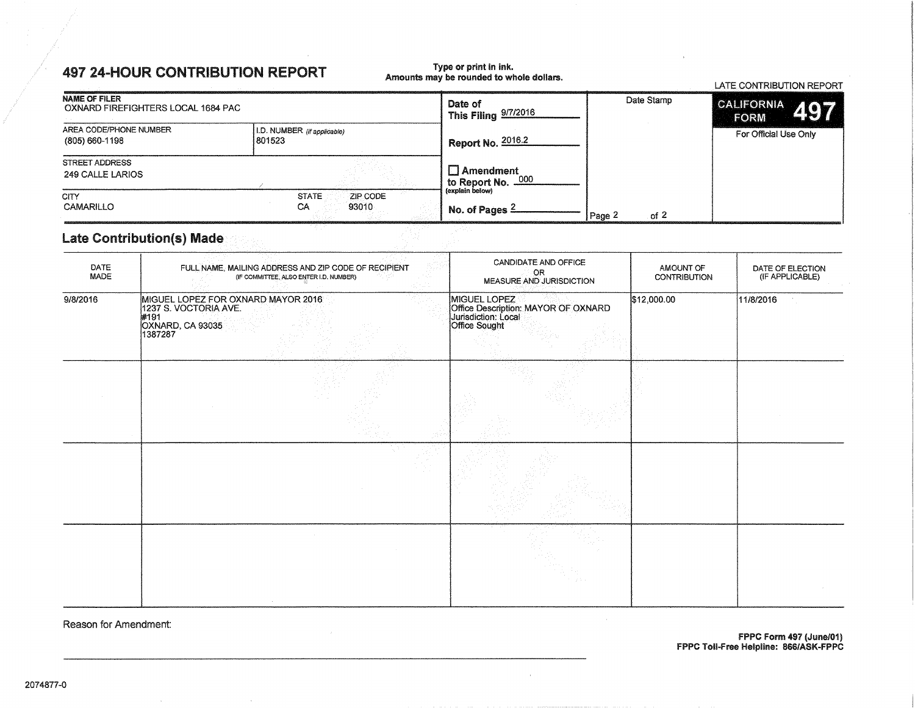# 497 24-HOUR CONTRIBUTION REPORT

**Type or print in ink.**
**Amounts may be rounded to whole dollars.**

LATE CONTRIBUTION REPORT

**CALIFORNIA FORM 497**

For Official Use Only

| | | |
|---|---|---|
| **NAME OF FILER** OXNARD FIREFIGHTERS LOCAL 1684 PAC | | **Date of This Filing** 9/7/2016 |
| AREA CODE/PHONE NUMBER (805) 660-1198 | I.D. NUMBER *(if applicable)* 801523 | **Report No.** 2016.2 |
| STREET ADDRESS 249 CALLE LARIOS | | ☐ **Amendment to Report No.** 000 (explain below) |
| CITY CAMARILLO | STATE CA ZIP CODE 93010 | **No. of Pages** 2 |

Date Stamp

Page 2 of 2

## Late Contribution(s) Made

| DATE MADE | FULL NAME, MAILING ADDRESS AND ZIP CODE OF RECIPIENT (IF COMMITTEE, ALSO ENTER I.D. NUMBER) | CANDIDATE AND OFFICE OR MEASURE AND JURISDICTION | AMOUNT OF CONTRIBUTION | DATE OF ELECTION (IF APPLICABLE) |
|---|---|---|---|---|
| 9/8/2016 | MIGUEL LOPEZ FOR OXNARD MAYOR 2016<br>1237 S. VOCTORIA AVE.<br>#191<br>OXNARD, CA 93035<br>1387287 | MIGUEL LOPEZ<br>Office Description: MAYOR OF OXNARD<br>Jurisdiction: Local<br>Office Sought | $12,000.00 | 11/8/2016 |
| | | | | |
| | | | | |
| | | | | |

Reason for Amendment:

**FPPC Form 497 (June/01)**
**FPPC Toll-Free Helpline: 866/ASK-FPPC**

2074877-0